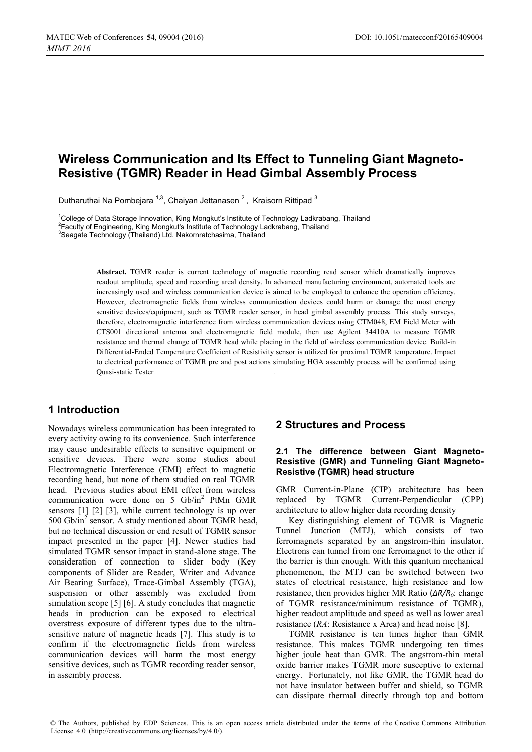# Wireless Communication and Its Effect to Tunneling Giant Magneto-Resistive (TGMR) Reader in Head Gimbal Assembly Process

Dutharuthai Na Pombejara [1,3], Chaiyan Jettanasen [2], Kraisorn Rittipad [3]

[1]College of Data Storage Innovation, King Mongkut's Institute of Technology Ladkrabang, Thailand
[2]Faculty of Engineering, King Mongkut's Institute of Technology Ladkrabang, Thailand
[3]Seagate Technology (Thailand) Ltd. Nakornratchasima, Thailand

**Abstract.** TGMR reader is current technology of magnetic recording read sensor which dramatically improves readout amplitude, speed and recording areal density. In advanced manufacturing environment, automated tools are increasingly used and wireless communication device is aimed to be employed to enhance the operation efficiency. However, electromagnetic fields from wireless communication devices could harm or damage the most energy sensitive devices/equipment, such as TGMR reader sensor, in head gimbal assembly process. This study surveys, therefore, electromagnetic interference from wireless communication devices using CTM048, EM Field Meter with CTS001 directional antenna and electromagnetic field module, then use Agilent 34410A to measure TGMR resistance and thermal change of TGMR head while placing in the field of wireless communication device. Build-in Differential-Ended Temperature Coefficient of Resistivity sensor is utilized for proximal TGMR temperature. Impact to electrical performance of TGMR pre and post actions simulating HGA assembly process will be confirmed using Quasi-static Tester.

## 1 Introduction

Nowadays wireless communication has been integrated to every activity owing to its convenience. Such interference may cause undesirable effects to sensitive equipment or sensitive devices. There were some studies about Electromagnetic Interference (EMI) effect to magnetic recording head, but none of them studied on real TGMR head. Previous studies about EMI effect from wireless communication were done on 5 Gb/in$^2$ PtMn GMR sensors [1] [2] [3], while current technology is up over 500 Gb/in$^2$ sensor. A study mentioned about TGMR head, but no technical discussion or end result of TGMR sensor impact presented in the paper [4]. Newer studies had simulated TGMR sensor impact in stand-alone stage. The consideration of connection to slider body (Key components of Slider are Reader, Writer and Advance Air Bearing Surface), Trace-Gimbal Assembly (TGA), suspension or other assembly was excluded from simulation scope [5] [6]. A study concludes that magnetic heads in production can be exposed to electrical overstress exposure of different types due to the ultra-sensitive nature of magnetic heads [7]. This study is to confirm if the electromagnetic fields from wireless communication devices will harm the most energy sensitive devices, such as TGMR recording reader sensor, in assembly process.

## 2 Structures and Process

### 2.1 The difference between Giant Magneto-Resistive (GMR) and Tunneling Giant Magneto-Resistive (TGMR) head structure

GMR Current-in-Plane (CIP) architecture has been replaced by TGMR Current-Perpendicular (CPP) architecture to allow higher data recording density

Key distinguishing element of TGMR is Magnetic Tunnel Junction (MTJ), which consists of two ferromagnets separated by an angstrom-thin insulator. Electrons can tunnel from one ferromagnet to the other if the barrier is thin enough. With this quantum mechanical phenomenon, the MTJ can be switched between two states of electrical resistance, high resistance and low resistance, then provides higher MR Ratio (*$\Delta R/R_0$*: change of TGMR resistance/minimum resistance of TGMR), higher readout amplitude and speed as well as lower areal resistance (*RA*: Resistance x Area) and head noise [8].

TGMR resistance is ten times higher than GMR resistance. This makes TGMR undergoing ten times higher joule heat than GMR. The angstrom-thin metal oxide barrier makes TGMR more susceptive to external energy. Fortunately, not like GMR, the TGMR head do not have insulator between buffer and shield, so TGMR can dissipate thermal directly through top and bottom

© The Authors, published by EDP Sciences. This is an open access article distributed under the terms of the Creative Commons Attribution License 4.0 (http://creativecommons.org/licenses/by/4.0/).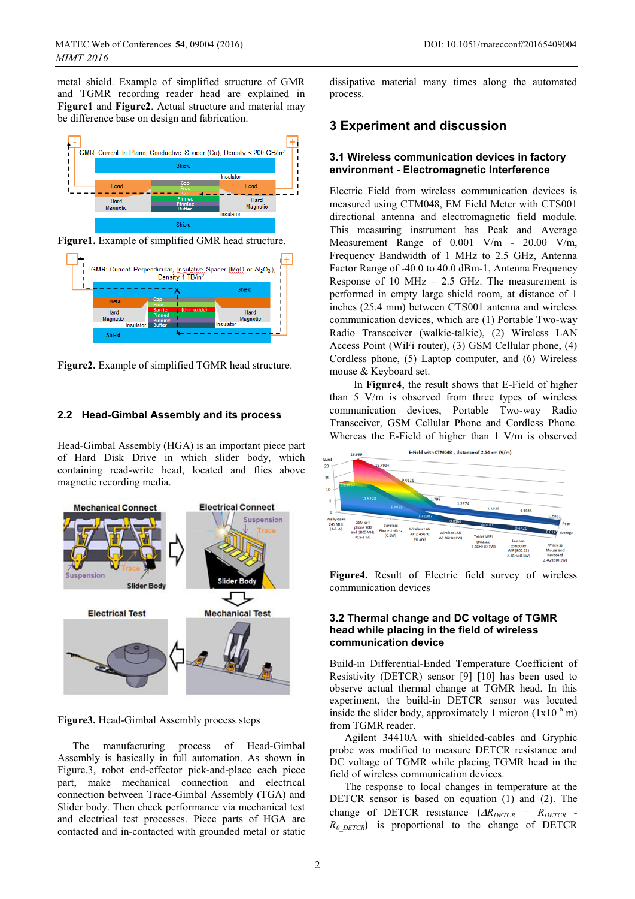metal shield. Example of simplified structure of GMR and TGMR recording reader head are explained in **Figure1** and **Figure2**. Actual structure and material may be difference base on design and fabrication.

**Figure1.** Example of simplified GMR head structure.

**Figure2.** Example of simplified TGMR head structure.

## 2.2 Head-Gimbal Assembly and its process

Head-Gimbal Assembly (HGA) is an important piece part of Hard Disk Drive in which slider body, which containing read-write head, located and flies above magnetic recording media.

**Figure3.** Head-Gimbal Assembly process steps

The manufacturing process of Head-Gimbal Assembly is basically in full automation. As shown in Figure.3, robot end-effector pick-and-place piece part, make mechanical connection and electrical connection between Trace-Gimbal Assembly (TGA) and Slider body. Then check performance via mechanical test and electrical test processes. Piece parts of HGA are contacted and in-contacted with grounded metal or static dissipative material many times along the automated process.

# 3 Experiment and discussion

## 3.1 Wireless communication devices in factory environment - Electromagnetic Interference

Electric Field from wireless communication devices is measured using CTM048, EM Field Meter with CTS001 directional antenna and electromagnetic field module. This measuring instrument has Peak and Average Measurement Range of 0.001 V/m - 20.00 V/m, Frequency Bandwidth of 1 MHz to 2.5 GHz, Antenna Factor Range of -40.0 to 40.0 dBm-1, Antenna Frequency Response of 10 MHz – 2.5 GHz. The measurement is performed in empty large shield room, at distance of 1 inches (25.4 mm) between CTS001 antenna and wireless communication devices, which are (1) Portable Two-way Radio Transceiver (walkie-talkie), (2) Wireless LAN Access Point (WiFi router), (3) GSM Cellular phone, (4) Cordless phone, (5) Laptop computer, and (6) Wireless mouse & Keyboard set.

In **Figure4**, the result shows that E-Field of higher than 5 V/m is observed from three types of wireless communication devices, Portable Two-way Radio Transceiver, GSM Cellular Phone and Cordless Phone. Whereas the E-Field of higher than 1 V/m is observed

**Figure4.** Result of Electric field survey of wireless communication devices

## 3.2 Thermal change and DC voltage of TGMR head while placing in the field of wireless communication device

Build-in Differential-Ended Temperature Coefficient of Resistivity (DETCR) sensor [9] [10] has been used to observe actual thermal change at TGMR head. In this experiment, the build-in DETCR sensor was located inside the slider body, approximately 1 micron ($1x10^{-6}$ m) from TGMR reader.

Agilent 34410A with shielded-cables and Gryphic probe was modified to measure DETCR resistance and DC voltage of TGMR while placing TGMR head in the field of wireless communication devices.

The response to local changes in temperature at the DETCR sensor is based on equation (1) and (2). The change of DETCR resistance ($\Delta R_{DETCR}$ = $R_{DETCR}$ - $R_{0\_DETCR}$) is proportional to the change of DETCR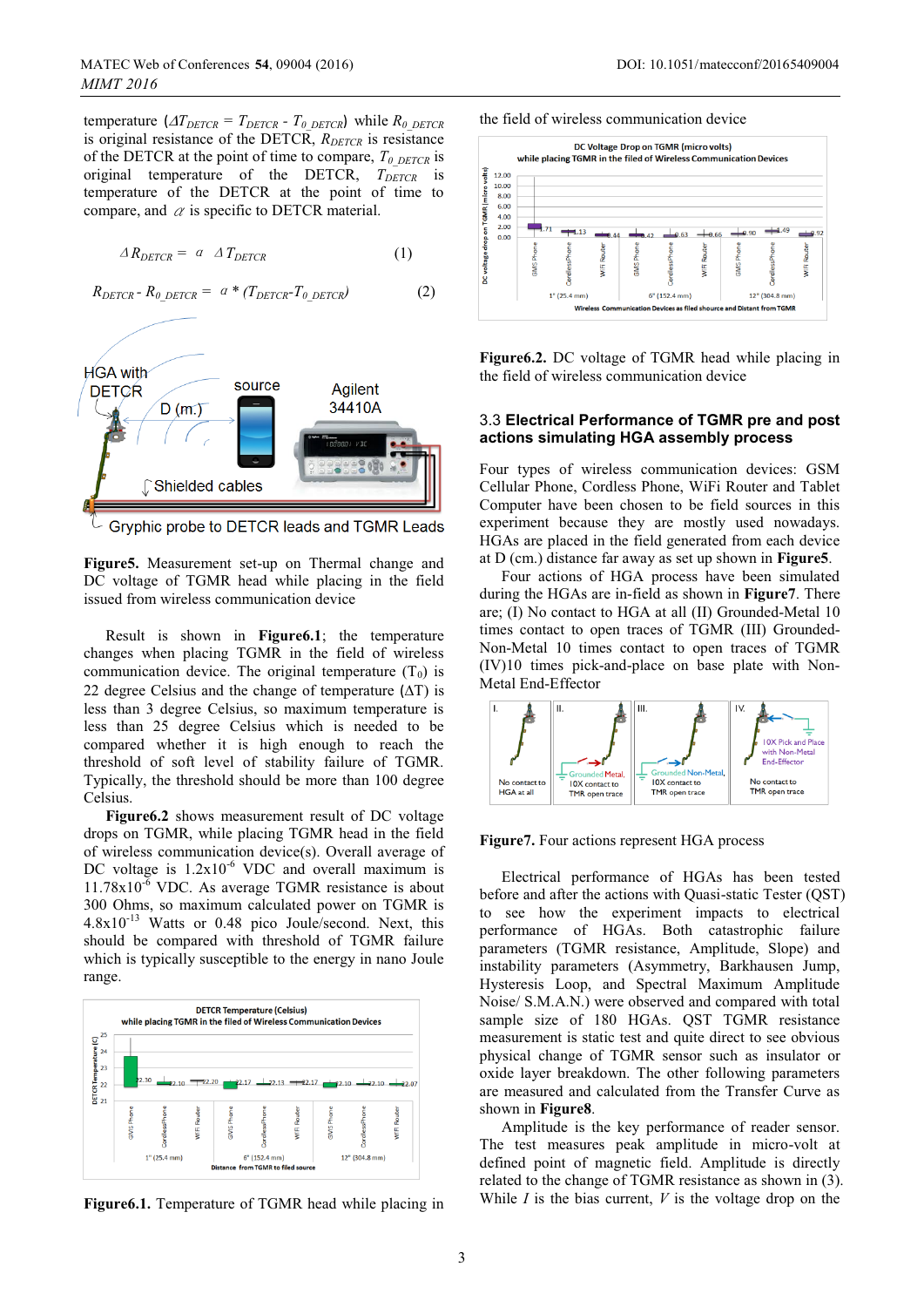temperature ($\Delta T_{DETCR} = T_{DETCR} - T_{0\_DETCR}$) while $R_{0\_DETCR}$ is original resistance of the DETCR, $R_{DETCR}$ is resistance of the DETCR at the point of time to compare, $T_{0\_DETCR}$ is original temperature of the DETCR, $T_{DETCR}$ is temperature of the DETCR at the point of time to compare, and $\alpha$ is specific to DETCR material.

$$\Delta R_{DETCR} = \alpha \ \Delta T_{DETCR} \quad (1)$$

$$R_{DETCR} - R_{0\_DETCR} = \alpha * (T_{DETCR} - T_{0\_DETCR}) \quad (2)$$

**Figure5.** Measurement set-up on Thermal change and DC voltage of TGMR head while placing in the field issued from wireless communication device

Result is shown in **Figure6.1**; the temperature changes when placing TGMR in the field of wireless communication device. The original temperature ($T_0$) is 22 degree Celsius and the change of temperature ($\Delta T$) is less than 3 degree Celsius, so maximum temperature is less than 25 degree Celsius which is needed to be compared whether it is high enough to reach the threshold of soft level of stability failure of TGMR. Typically, the threshold should be more than 100 degree Celsius.

**Figure6.2** shows measurement result of DC voltage drops on TGMR, while placing TGMR head in the field of wireless communication device(s). Overall average of DC voltage is $1.2 \times 10^{-6}$ VDC and overall maximum is $11.78 \times 10^{-6}$ VDC. As average TGMR resistance is about 300 Ohms, so maximum calculated power on TGMR is $4.8 \times 10^{-13}$ Watts or 0.48 pico Joule/second. Next, this should be compared with threshold of TGMR failure which is typically susceptible to the energy in nano Joule range.

**Figure6.1.** Temperature of TGMR head while placing in the field of wireless communication device

**Figure6.2.** DC voltage of TGMR head while placing in the field of wireless communication device

### 3.3 Electrical Performance of TGMR pre and post actions simulating HGA assembly process

Four types of wireless communication devices: GSM Cellular Phone, Cordless Phone, WiFi Router and Tablet Computer have been chosen to be field sources in this experiment because they are mostly used nowadays. HGAs are placed in the field generated from each device at D (cm.) distance far away as set up shown in **Figure5**.

Four actions of HGA process have been simulated during the HGAs are in-field as shown in **Figure7**. There are; (I) No contact to HGA at all (II) Grounded-Metal 10 times contact to open traces of TGMR (III) Grounded-Non-Metal 10 times contact to open traces of TGMR (IV)10 times pick-and-place on base plate with Non-Metal End-Effector

**Figure7.** Four actions represent HGA process

Electrical performance of HGAs has been tested before and after the actions with Quasi-static Tester (QST) to see how the experiment impacts to electrical performance of HGAs. Both catastrophic failure parameters (TGMR resistance, Amplitude, Slope) and instability parameters (Asymmetry, Barkhausen Jump, Hysteresis Loop, and Spectral Maximum Amplitude Noise/ S.M.A.N.) were observed and compared with total sample size of 180 HGAs. QST TGMR resistance measurement is static test and quite direct to see obvious physical change of TGMR sensor such as insulator or oxide layer breakdown. The other following parameters are measured and calculated from the Transfer Curve as shown in **Figure8**.

Amplitude is the key performance of reader sensor. The test measures peak amplitude in micro-volt at defined point of magnetic field. Amplitude is directly related to the change of TGMR resistance as shown in (3). While $I$ is the bias current, $V$ is the voltage drop on the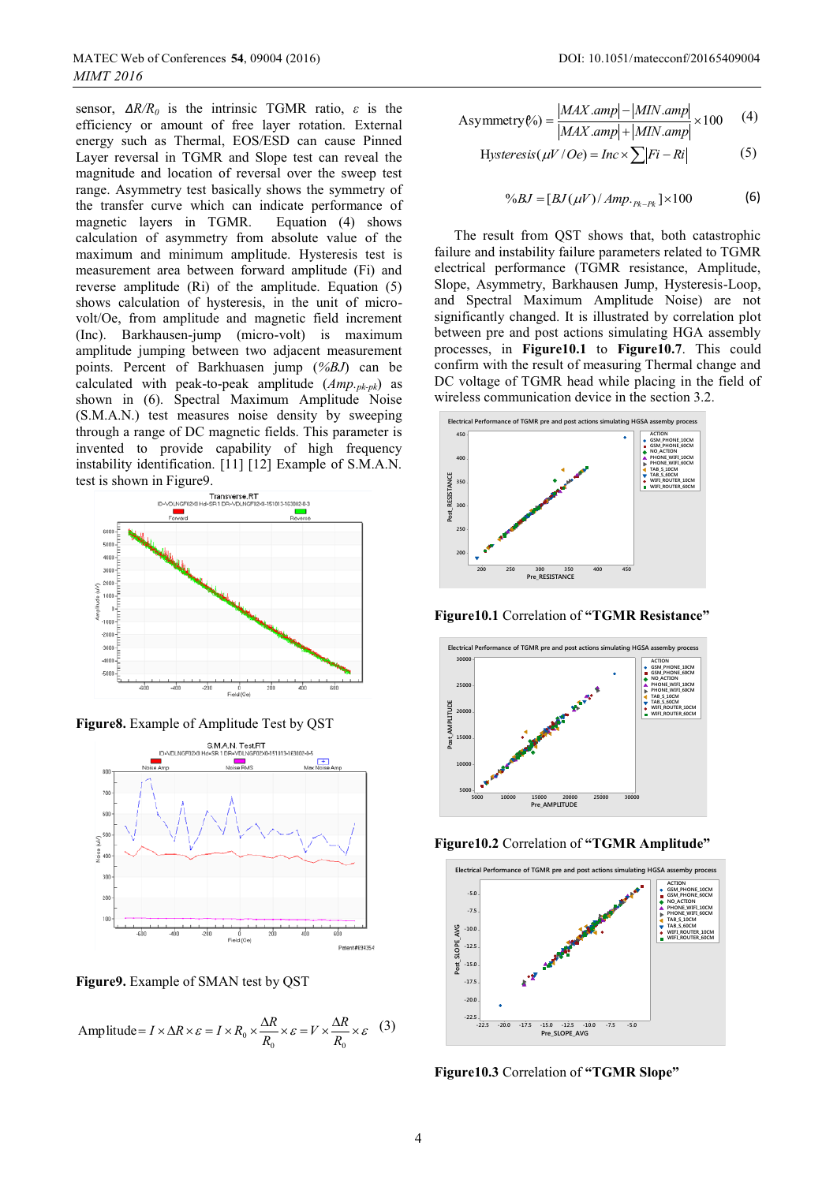sensor, $\Delta R/R_0$ is the intrinsic TGMR ratio, $\varepsilon$ is the efficiency or amount of free layer rotation. External energy such as Thermal, EOS/ESD can cause Pinned Layer reversal in TGMR and Slope test can reveal the magnitude and location of reversal over the sweep test range. Asymmetry test basically shows the symmetry of the transfer curve which can indicate performance of magnetic layers in TGMR. Equation (4) shows calculation of asymmetry from absolute value of the maximum and minimum amplitude. Hysteresis test is measurement area between forward amplitude (Fi) and reverse amplitude (Ri) of the amplitude. Equation (5) shows calculation of hysteresis, in the unit of micro-volt/Oe, from amplitude and magnetic field increment (Inc). Barkhausen-jump (micro-volt) is maximum amplitude jumping between two adjacent measurement points. Percent of Barkhuasen jump (*%BJ*) can be calculated with peak-to-peak amplitude ($Amp._{pk\text{-}pk}$) as shown in (6). Spectral Maximum Amplitude Noise (S.M.A.N.) test measures noise density by sweeping through a range of DC magnetic fields. This parameter is invented to provide capability of high frequency instability identification. [11] [12] Example of S.M.A.N. test is shown in Figure9.

**Figure8.** Example of Amplitude Test by QST

**Figure9.** Example of SMAN test by QST

$$\text{Amplitude} = I \times \Delta R \times \varepsilon = I \times R_0 \times \frac{\Delta R}{R_0} \times \varepsilon = V \times \frac{\Delta R}{R_0} \times \varepsilon \quad (3)$$

$$\text{Asymmetry}(\%) = \frac{|MAX.amp| - |MIN.amp|}{|MAX.amp| + |MIN.amp|} \times 100 \quad (4)$$

$$Hysteresis(\mu V / Oe) = Inc \times \sum |Fi - Ri| \quad (5)$$

$$\%BJ = [BJ(\mu V) / Amp._{Pk-Pk}] \times 100 \quad (6)$$

The result from QST shows that, both catastrophic failure and instability failure parameters related to TGMR electrical performance (TGMR resistance, Amplitude, Slope, Asymmetry, Barkhausen Jump, Hysteresis-Loop, and Spectral Maximum Amplitude Noise) are not significantly changed. It is illustrated by correlation plot between pre and post actions simulating HGA assembly processes, in **Figure10.1** to **Figure10.7**. This could confirm with the result of measuring Thermal change and DC voltage of TGMR head while placing in the field of wireless communication device in the section 3.2.

**Figure10.1** Correlation of **"TGMR Resistance"**

**Figure10.2** Correlation of **"TGMR Amplitude"**

**Figure10.3** Correlation of **"TGMR Slope"**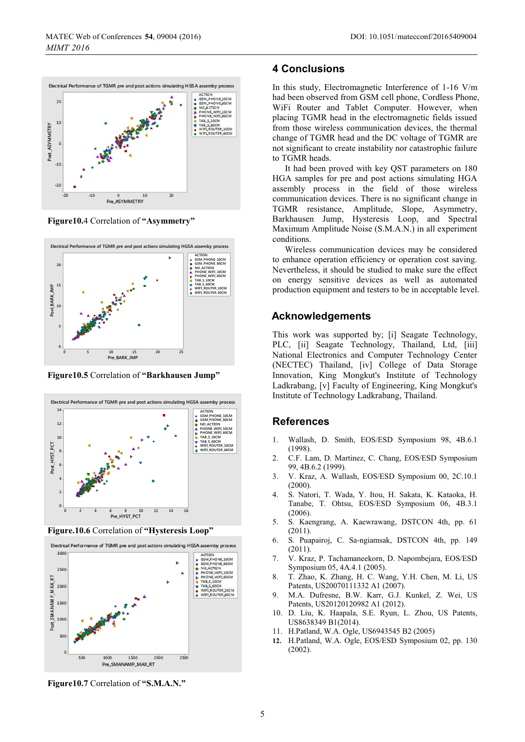Electrical Performance of TGMR pre and post actions simulating HGSA assembly process

ACTION
GSM_PHONE_10CM
GSM_PHONE_60CM
NO_ACTION
PHONE_WIFI_10CM
PHONE_WIFI_60CM
TAB_S_10CM
TAB_S_60CM
WIFI_ROUTER_10CM
WIFI_ROUTER_60CM

Post_ASYMMETRY

20
10
0
-10
-20

-20 -10 0 10 20

Pre_ASYMMETRY

**Figure10.**4 Correlation of **"Asymmetry"**

Electrical Performance of TGMR pre and post actions simulating HGSA assembly process

ACTION
GSM_PHONE_10CM
GSM_PHONE_60CM
NO_ACTION
PHONE_WIFI_10CM
PHONE_WIFI_60CM
TAB_S_10CM
TAB_S_60CM
WIFI_ROUTER_10CM
WIFI_ROUTER_60CM

Post_BARK_JMP

20
15
10
5
0

0 5 10 15 20 25

Pre_BARK_JMP

**Figure10.5** Correlation of **"Barkhausen Jump"**

Electrical Performance of TGMR pre and post actions simulating HGSA assembly process

ACTION
GSM_PHONE_10CM
GSM_PHONE_60CM
NO_ACTION
PHONE_WIFI_10CM
PHONE_WIFI_60CM
TAB_S_10CM
TAB_S_60CM
WIFI_ROUTER_10CM
WIFI_ROUTER_60CM

Post_HYST_PCT

14
12
10
8
6
4
2
0

0 2 4 6 8 10 12 14 16

Pre_HYST_PCT

**Figure.10.6** Correlation of **"Hysteresis Loop"**

Electrical Performance of TGMR pre and post actions simulating HGSA assembly process

ACTION
GSM_PHONE_10CM
GSM_PHONE_60CM
NO_ACTION
PHONE_WIFI_10CM
PHONE_WIFI_60CM
TAB_S_10CM
TAB_S_60CM
WIFI_ROUTER_10CM
WIFI_ROUTER_60CM

Post_SMANAMP_MAX_RT

3000
2500
2000
1500
1000
500
0

500 1000 1500 2000 2500

Pre_SMANAMP_MAX_RT

**Figure10.7** Correlation of **"S.M.A.N."**

## 4 Conclusions

In this study, Electromagnetic Interference of 1-16 V/m had been observed from GSM cell phone, Cordless Phone, WiFi Router and Tablet Computer. However, when placing TGMR head in the electromagnetic fields issued from those wireless communication devices, the thermal change of TGMR head and the DC voltage of TGMR are not significant to create instability nor catastrophic failure to TGMR heads.

It had been proved with key QST parameters on 180 HGA samples for pre and post actions simulating HGA assembly process in the field of those wireless communication devices. There is no significant change in TGMR resistance, Amplitude, Slope, Asymmetry, Barkhausen Jump, Hysteresis Loop, and Spectral Maximum Amplitude Noise (S.M.A.N.) in all experiment conditions.

Wireless communication devices may be considered to enhance operation efficiency or operation cost saving. Nevertheless, it should be studied to make sure the effect on energy sensitive devices as well as automated production equipment and testers to be in acceptable level.

## Acknowledgements

This work was supported by; [i] Seagate Technology, PLC, [ii] Seagate Technology, Thailand, Ltd, [iii] National Electronics and Computer Technology Center (NECTEC) Thailand, [iv] College of Data Storage Innovation, King Mongkut's Institute of Technology Ladkrabang, [v] Faculty of Engineering, King Mongkut's Institute of Technology Ladkrabang, Thailand.

## References

1. Wallash, D. Smith, EOS/ESD Symposium 98, 4B.6.1 (1998).
2. C.F. Lam, D. Martinez, C. Chang, EOS/ESD Symposium 99, 4B.6.2 (1999).
3. V. Kraz, A. Wallash, EOS/ESD Symposium 00, 2C.10.1 (2000).
4. S. Natori, T. Wada, Y. Itou, H. Sakata, K. Kataoka, H. Tanabe, T. Ohtsu, EOS/ESD Symposium 06, 4B.3.1 (2006).
5. S. Kaengrang, A. Kaewrawang, DSTCON 4th, pp. 61 (2011).
6. S. Puapairoj, C. Sa-ngiamsak, DSTCON 4th, pp. 149 (2011).
7. V. Kraz, P. Tachamaneekorn, D. Napombejara, EOS/ESD Symposium 05, 4A.4.1 (2005).
8. T. Zhao, K. Zhang, H. C. Wang, Y.H. Chen, M. Li, US Patents, US20070111332 A1 (2007).
9. M.A. Dufresne, B.W. Karr, G.J. Kunkel, Z. Wei, US Patents, US20120120982 A1 (2012).
10. D. Liu, K. Haapala, S.E. Ryun, L. Zhou, US Patents, US8638349 B1(2014).
11. H.Patland, W.A. Ogle, US6943545 B2 (2005)
12. H.Patland, W.A. Ogle, EOS/ESD Symposium 02, pp. 130 (2002).